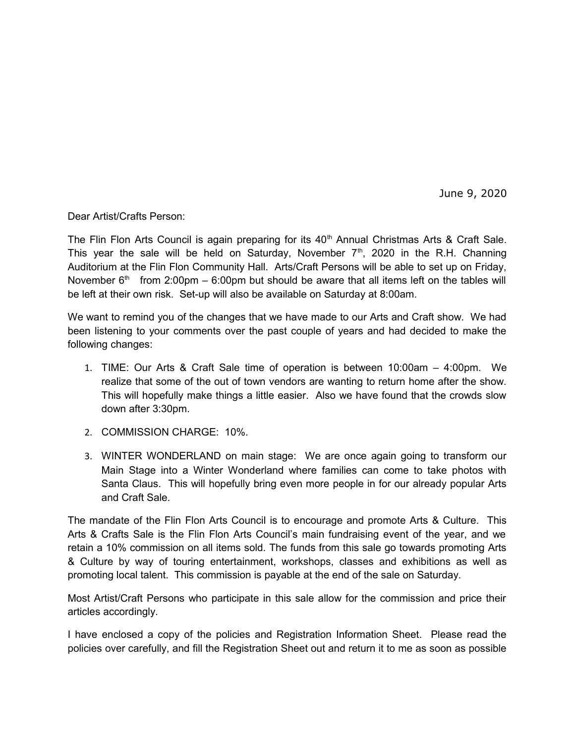June 9, 2020

Dear Artist/Crafts Person:

The Flin Flon Arts Council is again preparing for its 40th Annual Christmas Arts & Craft Sale. This year the sale will be held on Saturday, November 7th, 2020 in the R.H. Channing Auditorium at the Flin Flon Community Hall. Arts/Craft Persons will be able to set up on Friday, November 6th from 2:00pm – 6:00pm but should be aware that all items left on the tables will be left at their own risk. Set-up will also be available on Saturday at 8:00am.

We want to remind you of the changes that we have made to our Arts and Craft show. We had been listening to your comments over the past couple of years and had decided to make the following changes:

1. TIME: Our Arts & Craft Sale time of operation is between 10:00am – 4:00pm. We realize that some of the out of town vendors are wanting to return home after the show. This will hopefully make things a little easier. Also we have found that the crowds slow down after 3:30pm.
2. COMMISSION CHARGE: 10%.
3. WINTER WONDERLAND on main stage: We are once again going to transform our Main Stage into a Winter Wonderland where families can come to take photos with Santa Claus. This will hopefully bring even more people in for our already popular Arts and Craft Sale.

The mandate of the Flin Flon Arts Council is to encourage and promote Arts & Culture. This Arts & Crafts Sale is the Flin Flon Arts Council's main fundraising event of the year, and we retain a 10% commission on all items sold. The funds from this sale go towards promoting Arts & Culture by way of touring entertainment, workshops, classes and exhibitions as well as promoting local talent. This commission is payable at the end of the sale on Saturday.

Most Artist/Craft Persons who participate in this sale allow for the commission and price their articles accordingly.

I have enclosed a copy of the policies and Registration Information Sheet. Please read the policies over carefully, and fill the Registration Sheet out and return it to me as soon as possible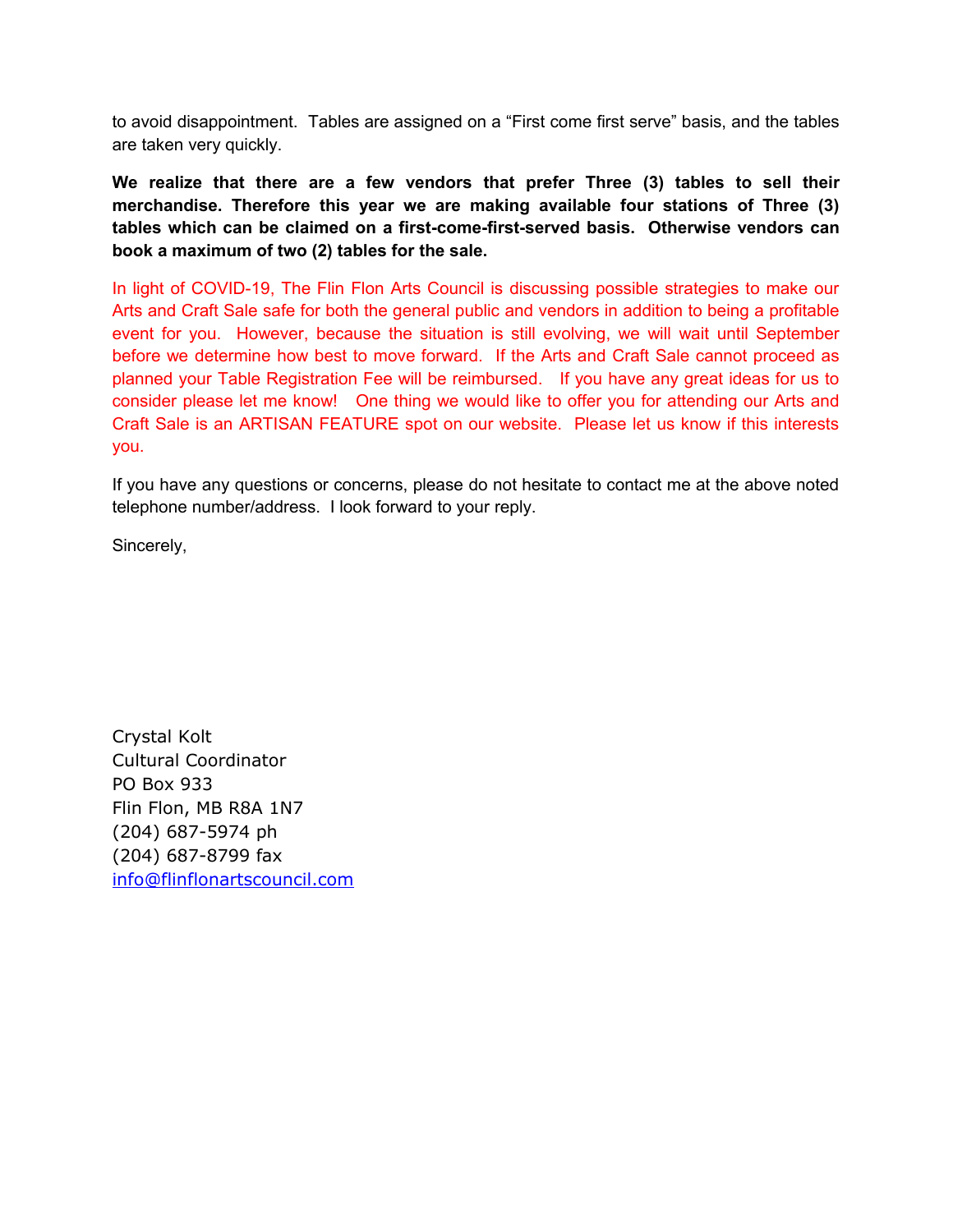to avoid disappointment. Tables are assigned on a "First come first serve" basis, and the tables are taken very quickly.

**We realize that there are a few vendors that prefer Three (3) tables to sell their merchandise. Therefore this year we are making available four stations of Three (3) tables which can be claimed on a first-come-first-served basis. Otherwise vendors can book a maximum of two (2) tables for the sale.**

In light of COVID-19, The Flin Flon Arts Council is discussing possible strategies to make our Arts and Craft Sale safe for both the general public and vendors in addition to being a profitable event for you. However, because the situation is still evolving, we will wait until September before we determine how best to move forward. If the Arts and Craft Sale cannot proceed as planned your Table Registration Fee will be reimbursed. If you have any great ideas for us to consider please let me know! One thing we would like to offer you for attending our Arts and Craft Sale is an ARTISAN FEATURE spot on our website. Please let us know if this interests you.

If you have any questions or concerns, please do not hesitate to contact me at the above noted telephone number/address. I look forward to your reply.

Sincerely,

Crystal Kolt
Cultural Coordinator
PO Box 933
Flin Flon, MB R8A 1N7
(204) 687-5974 ph
(204) 687-8799 fax
info@flinflonartscouncil.com